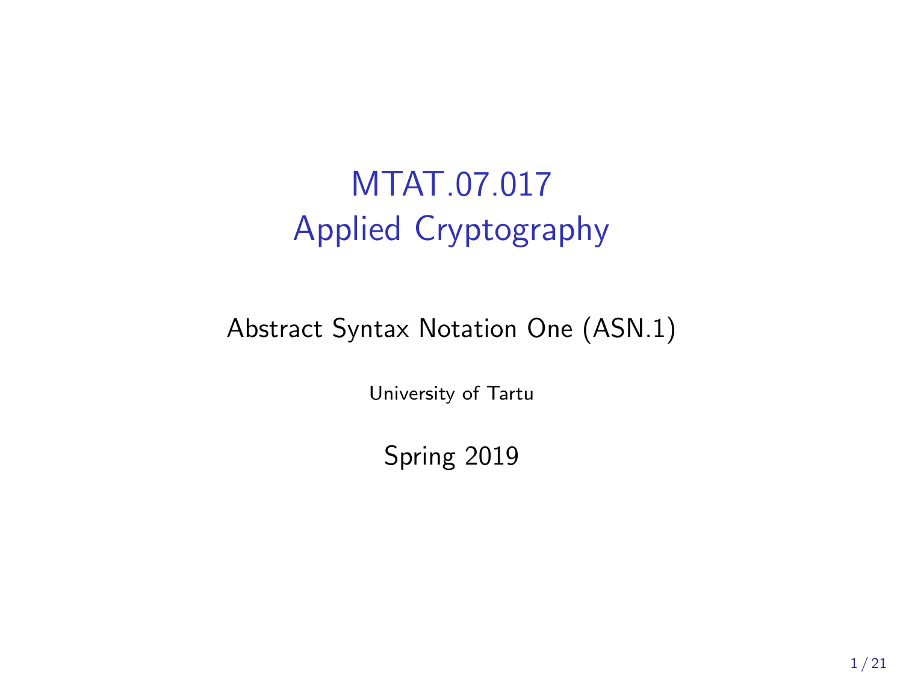# MTAT.07.017
# Applied Cryptography

Abstract Syntax Notation One (ASN.1)

University of Tartu

Spring 2019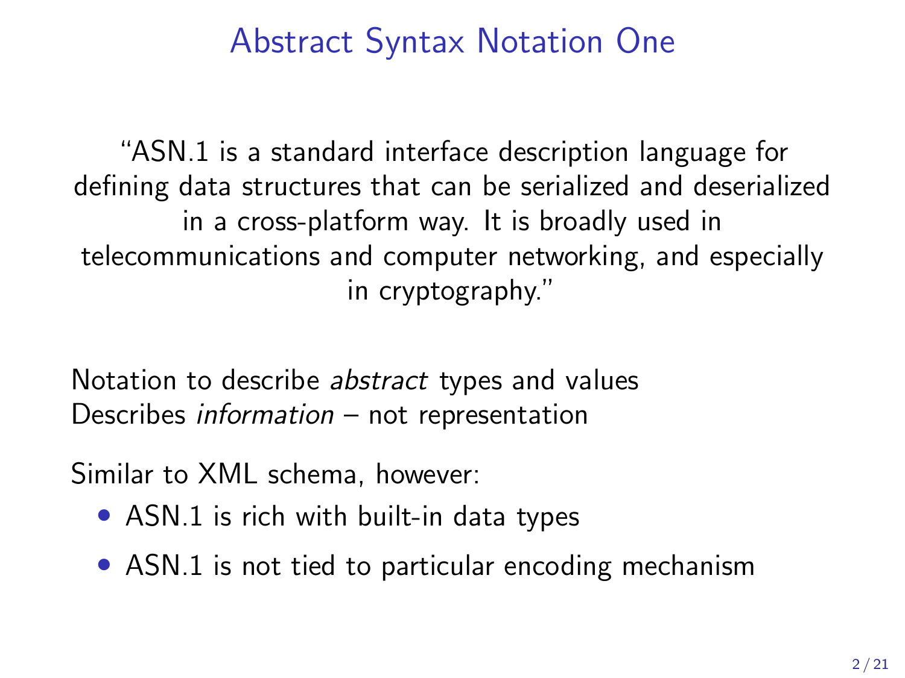# Abstract Syntax Notation One

"ASN.1 is a standard interface description language for defining data structures that can be serialized and deserialized in a cross-platform way. It is broadly used in telecommunications and computer networking, and especially in cryptography."

Notation to describe *abstract* types and values
Describes *information* – not representation

Similar to XML schema, however:

- ASN.1 is rich with built-in data types
- ASN.1 is not tied to particular encoding mechanism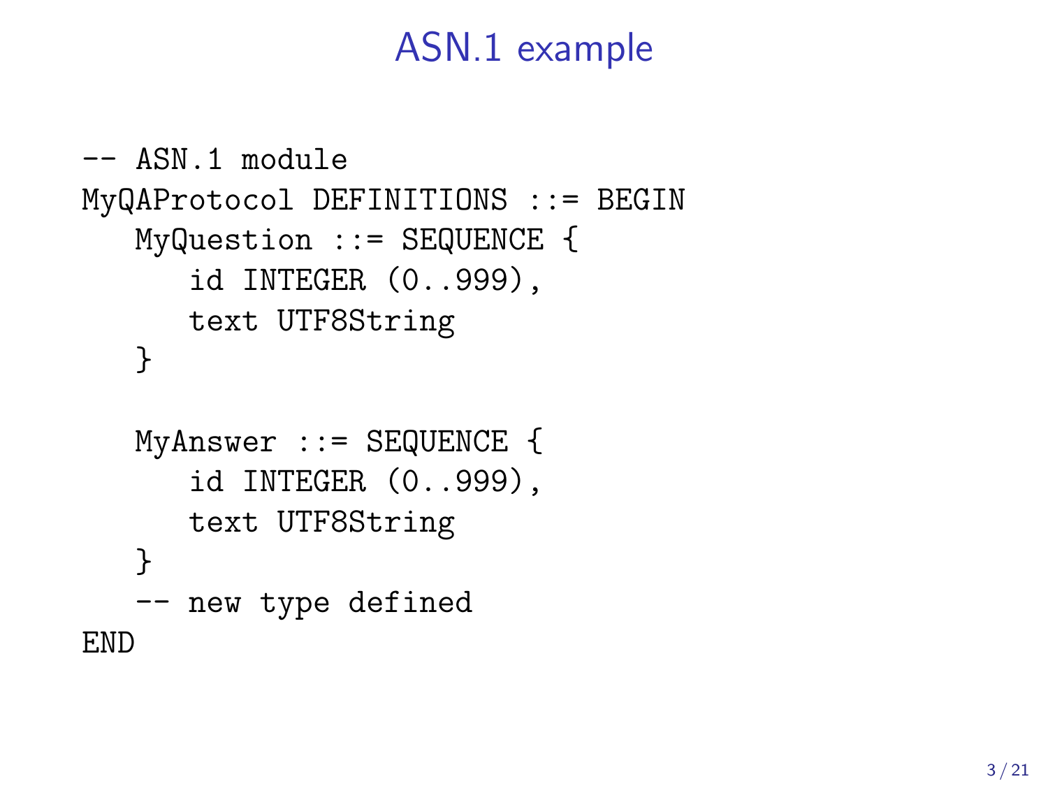# ASN.1 example

```
-- ASN.1 module
MyQAProtocol DEFINITIONS ::= BEGIN
   MyQuestion ::= SEQUENCE {
      id INTEGER (0..999),
      text UTF8String
   }

   MyAnswer ::= SEQUENCE {
      id INTEGER (0..999),
      text UTF8String
   }
   -- new type defined
END
```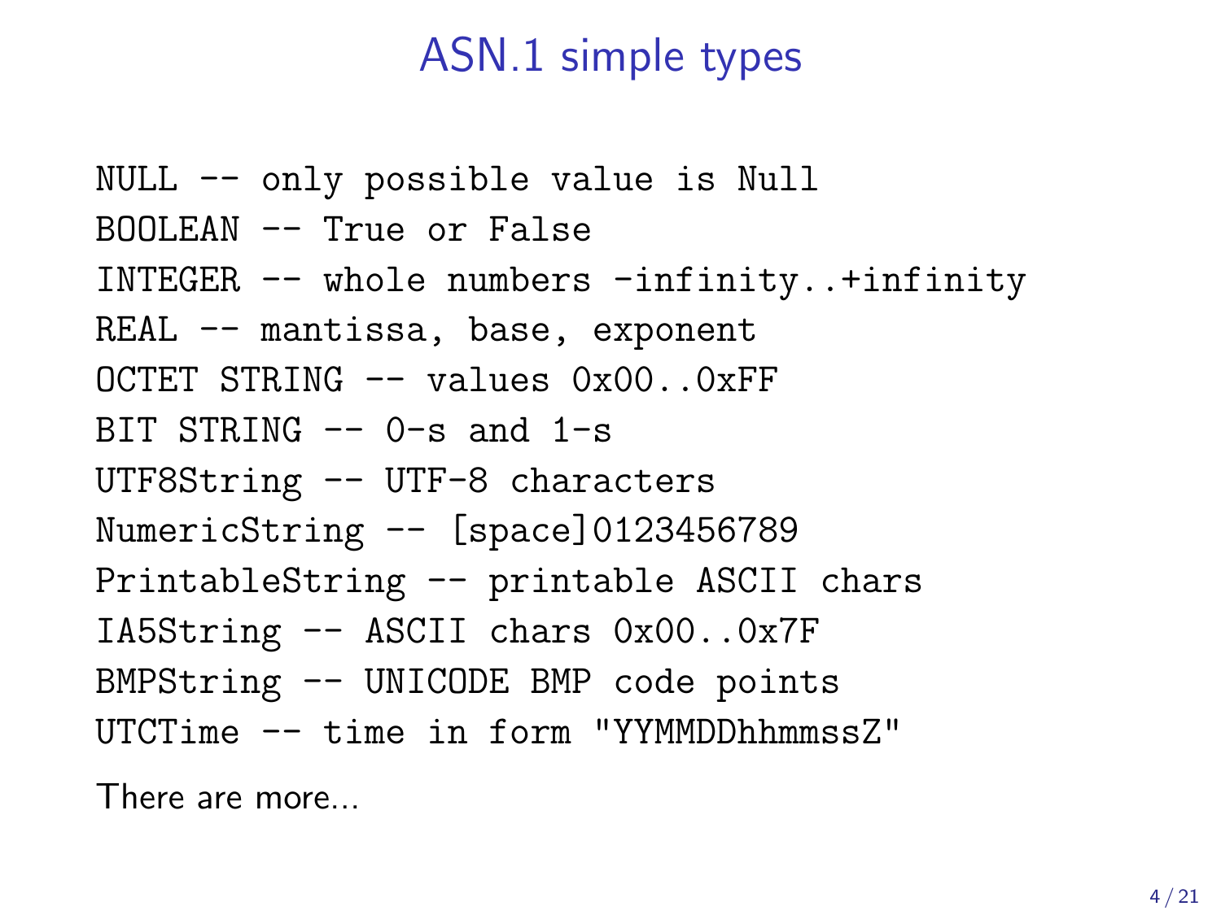# ASN.1 simple types

```
NULL -- only possible value is Null
BOOLEAN -- True or False
INTEGER -- whole numbers -infinity..+infinity
REAL -- mantissa, base, exponent
OCTET STRING -- values 0x00..0xFF
BIT STRING -- 0-s and 1-s
UTF8String -- UTF-8 characters
NumericString -- [space]0123456789
PrintableString -- printable ASCII chars
IA5String -- ASCII chars 0x00..0x7F
BMPString -- UNICODE BMP code points
UTCTime -- time in form "YYMMDDhhmmssZ"
```

There are more...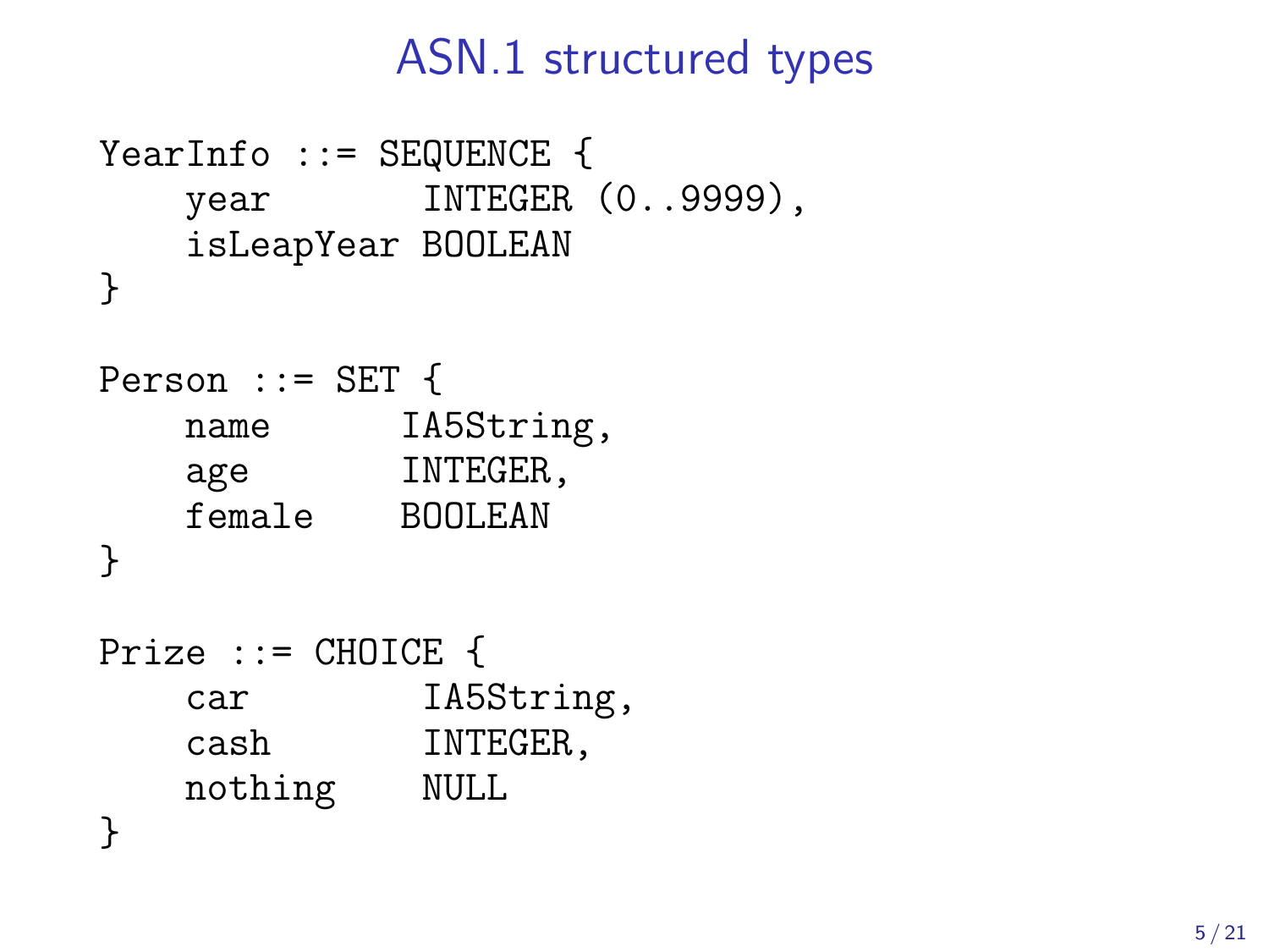# ASN.1 structured types

```
YearInfo ::= SEQUENCE {
    year        INTEGER (0..9999),
    isLeapYear BOOLEAN
}

Person ::= SET {
    name       IA5String,
    age        INTEGER,
    female     BOOLEAN
}

Prize ::= CHOICE {
    car         IA5String,
    cash        INTEGER,
    nothing     NULL
}
```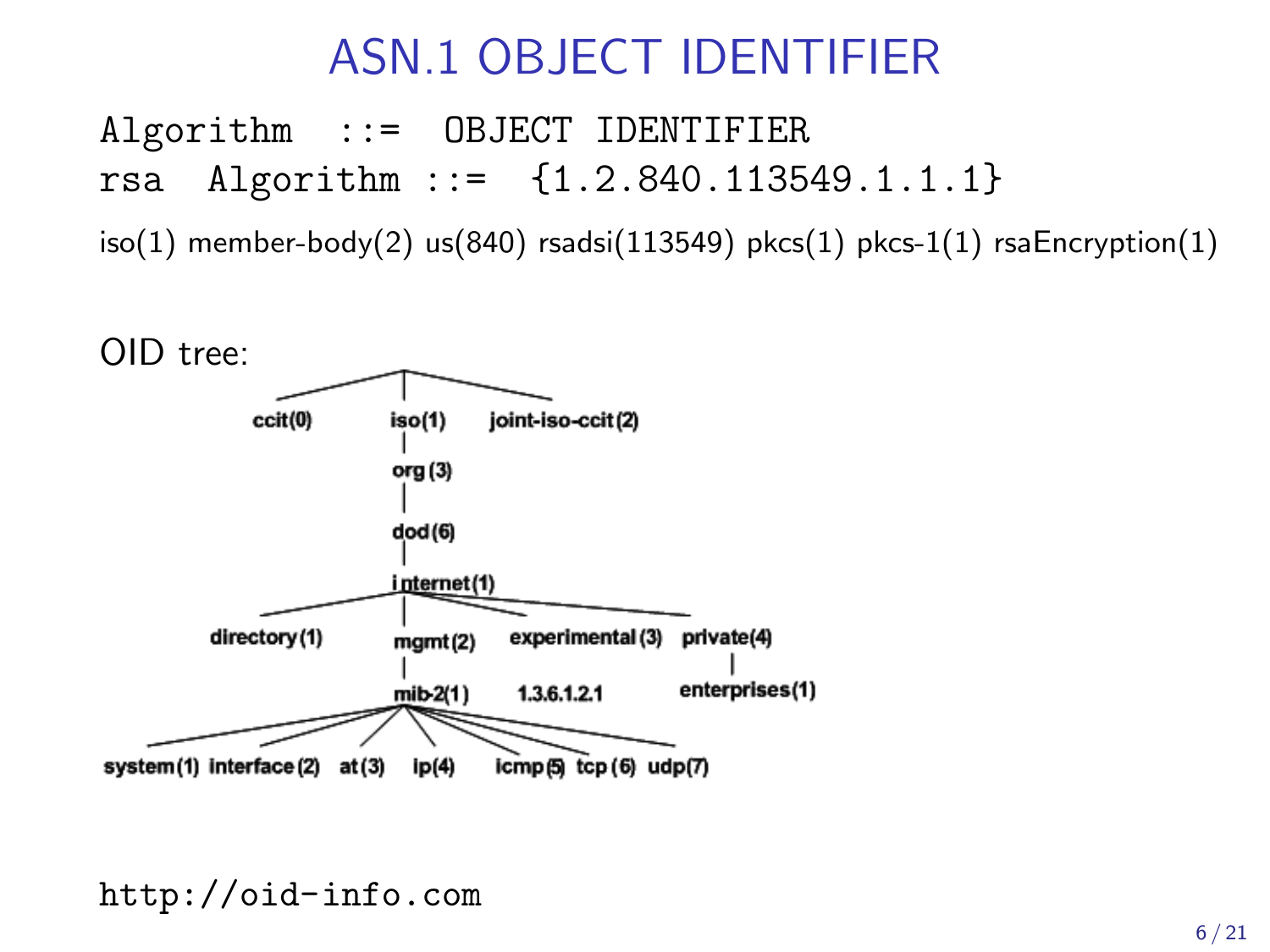# ASN.1 OBJECT IDENTIFIER

```
Algorithm  ::=  OBJECT IDENTIFIER
rsa  Algorithm ::=  {1.2.840.113549.1.1.1}
```

iso(1) member-body(2) us(840) rsadsi(113549) pkcs(1) pkcs-1(1) rsaEncryption(1)

OID tree:

```
ccit(0)    iso(1)    joint-iso-ccit(2)
             |
           org(3)
             |
           dod(6)
             |
         internet(1)
   ├── directory(1)
   ├── mgmt(2)
   │     └── mib-2(1)
   │           ├── system(1)
   │           ├── interface(2)
   │           ├── at(3)
   │           ├── ip(4)
   │           ├── icmp(5)
   │           ├── tcp(6)
   │           └── udp(7)
   ├── experimental(3)   1.3.6.1.2.1
   └── private(4)
         └── enterprises(1)
```

http://oid-info.com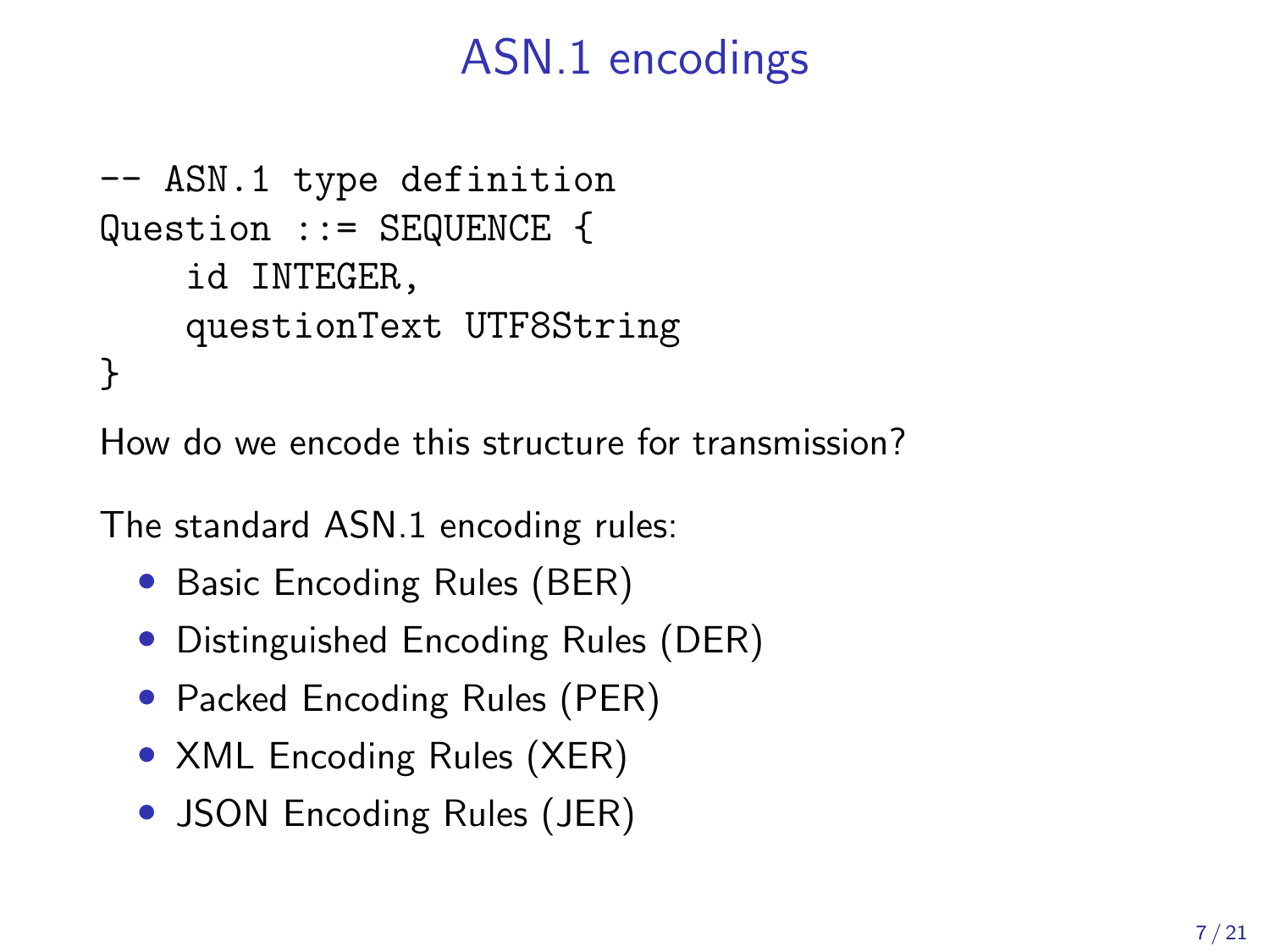# ASN.1 encodings

```
-- ASN.1 type definition
Question ::= SEQUENCE {
    id INTEGER,
    questionText UTF8String
}
```

How do we encode this structure for transmission?

The standard ASN.1 encoding rules:

- Basic Encoding Rules (BER)
- Distinguished Encoding Rules (DER)
- Packed Encoding Rules (PER)
- XML Encoding Rules (XER)
- JSON Encoding Rules (JER)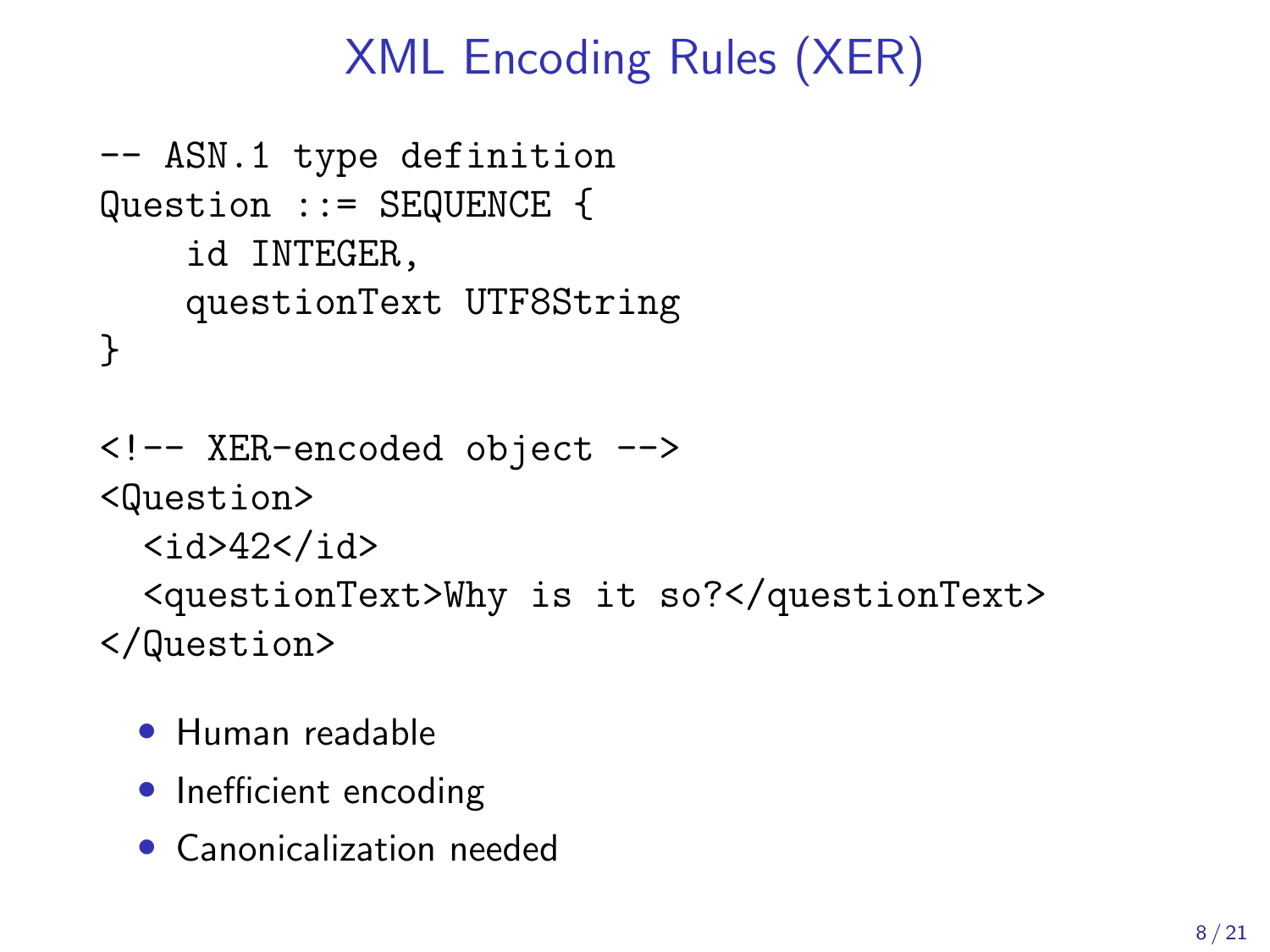# XML Encoding Rules (XER)

```
-- ASN.1 type definition
Question ::= SEQUENCE {
    id INTEGER,
    questionText UTF8String
}
```

```
<!-- XER-encoded object -->
<Question>
  <id>42</id>
  <questionText>Why is it so?</questionText>
</Question>
```

- Human readable
- Inefficient encoding
- Canonicalization needed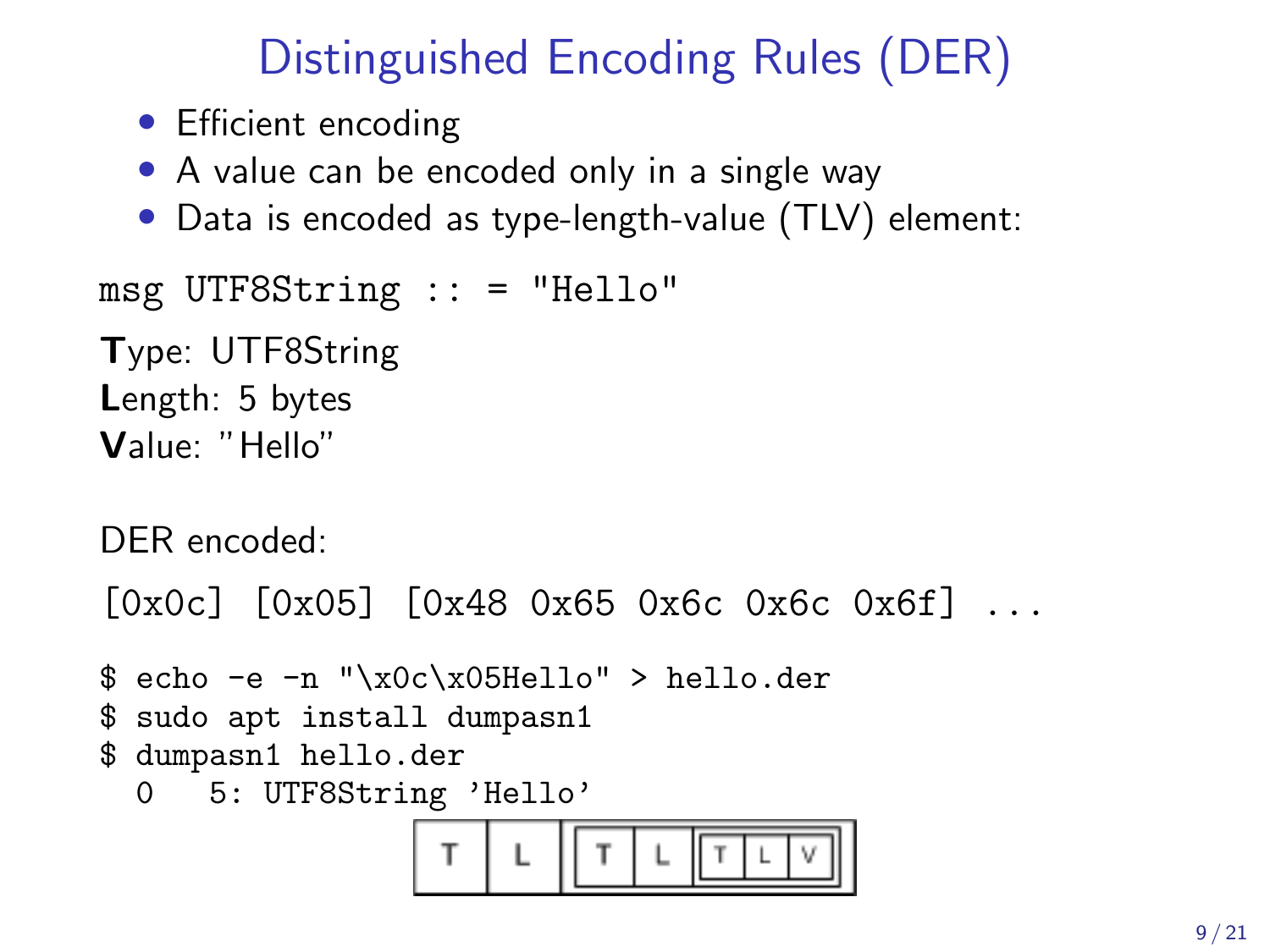# Distinguished Encoding Rules (DER)

- Efficient encoding
- A value can be encoded only in a single way
- Data is encoded as type-length-value (TLV) element:

```
msg UTF8String :: = "Hello"
```

**T**ype: UTF8String
**L**ength: 5 bytes
**V**alue: "Hello"

DER encoded:

```
[0x0c] [0x05] [0x48 0x65 0x6c 0x6c 0x6f] ...
```

```
$ echo -e -n "\x0c\x05Hello" > hello.der
$ sudo apt install dumpasn1
$ dumpasn1 hello.der
  0   5: UTF8String 'Hello'
```

| T | L | T | L | T | L | V |
|---|---|---|---|---|---|---|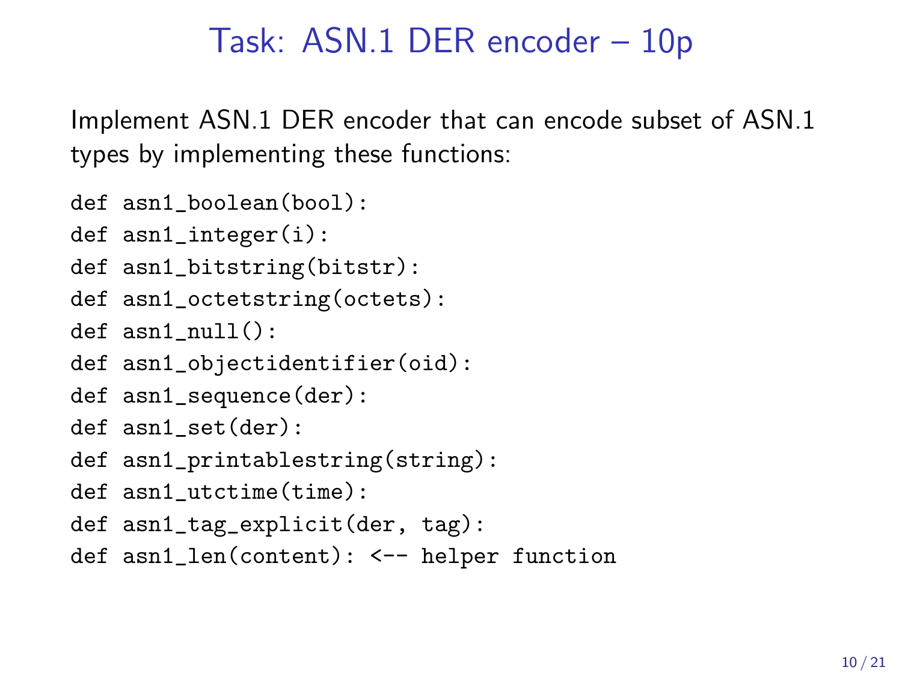# Task: ASN.1 DER encoder – 10p

Implement ASN.1 DER encoder that can encode subset of ASN.1 types by implementing these functions:

```
def asn1_boolean(bool):
def asn1_integer(i):
def asn1_bitstring(bitstr):
def asn1_octetstring(octets):
def asn1_null():
def asn1_objectidentifier(oid):
def asn1_sequence(der):
def asn1_set(der):
def asn1_printablestring(string):
def asn1_utctime(time):
def asn1_tag_explicit(der, tag):
def asn1_len(content): <-- helper function
```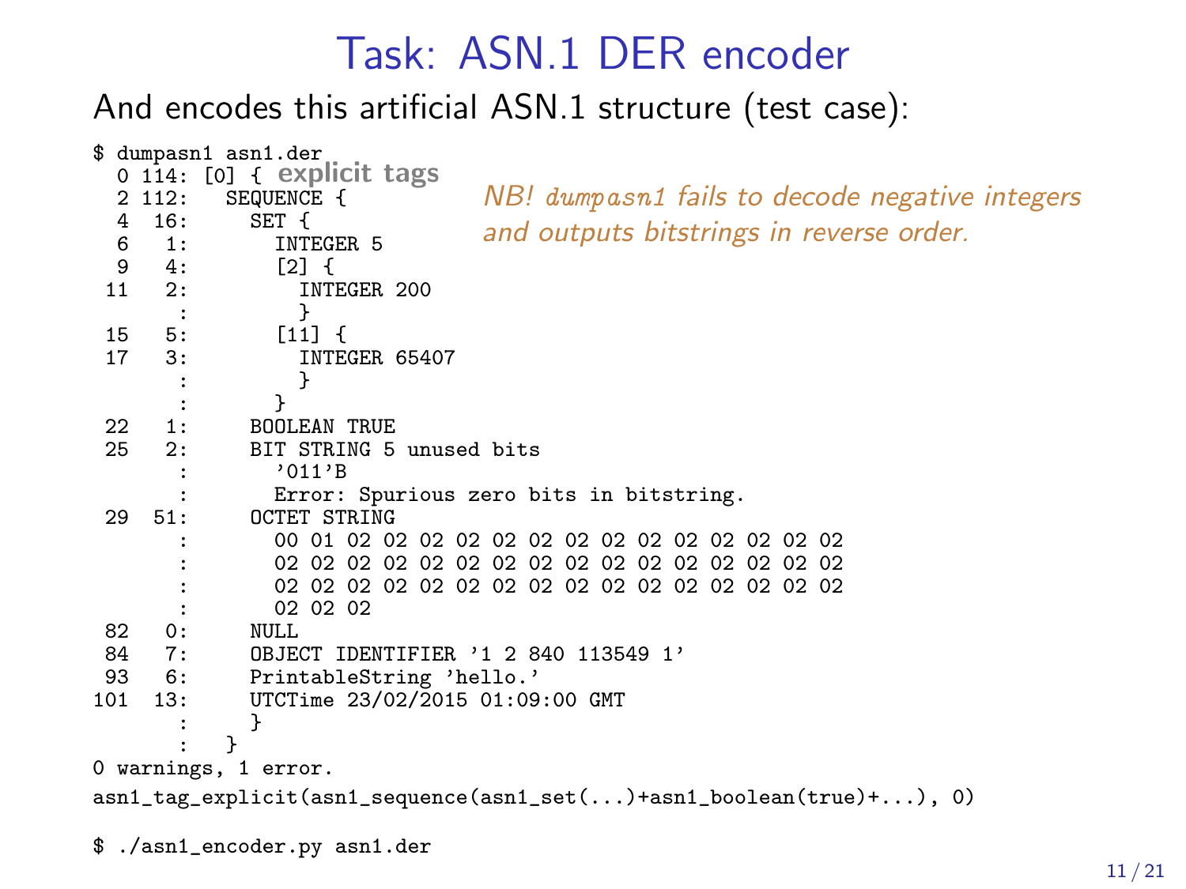# Task: ASN.1 DER encoder

And encodes this artificial ASN.1 structure (test case):

```
$ dumpasn1 asn1.der
  0 114: [0] {  explicit tags
  2 112:   SEQUENCE {
  4  16:     SET {
  6   1:       INTEGER 5
  9   4:       [2] {
 11   2:         INTEGER 200
       :         }
 15   5:       [11] {
 17   3:         INTEGER 65407
       :         }
       :       }
 22   1:     BOOLEAN TRUE
 25   2:     BIT STRING 5 unused bits
       :       '011'B
       :       Error: Spurious zero bits in bitstring.
 29  51:     OCTET STRING
       :       00 01 02 02 02 02 02 02 02 02 02 02 02 02 02 02
       :       02 02 02 02 02 02 02 02 02 02 02 02 02 02 02 02
       :       02 02 02 02 02 02 02 02 02 02 02 02 02 02 02 02
       :       02 02 02
 82   0:     NULL
 84   7:     OBJECT IDENTIFIER '1 2 840 113549 1'
 93   6:     PrintableString 'hello.'
101  13:     UTCTime 23/02/2015 01:09:00 GMT
       :     }
       :   }
0 warnings, 1 error.
```

*NB! dumpasn1 fails to decode negative integers and outputs bitstrings in reverse order.*

```
asn1_tag_explicit(asn1_sequence(asn1_set(...)+asn1_boolean(true)+...), 0)
```

```
$ ./asn1_encoder.py asn1.der
```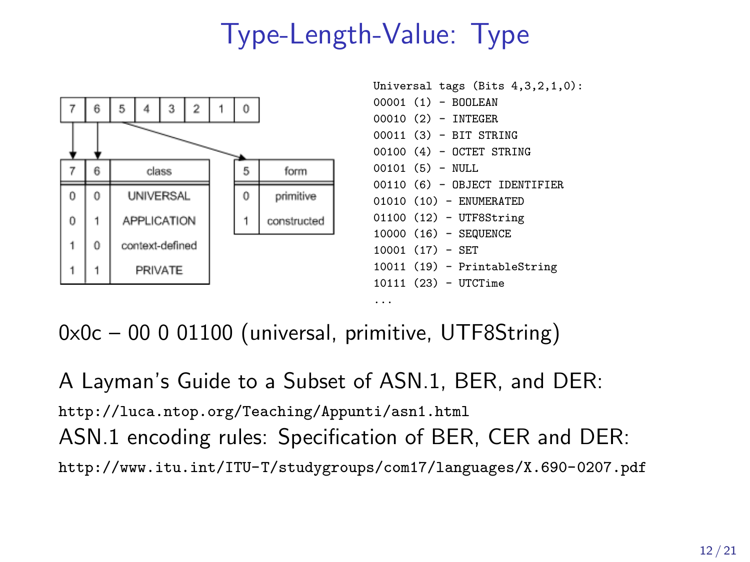# Type-Length-Value: Type

| 7 | 6 | 5 | 4 | 3 | 2 | 1 | 0 |
|---|---|---|---|---|---|---|---|

| 7 | 6 | class |
|---|---|---|
| 0 | 0 | UNIVERSAL |
| 0 | 1 | APPLICATION |
| 1 | 0 | context-defined |
| 1 | 1 | PRIVATE |

| 5 | form |
|---|---|
| 0 | primitive |
| 1 | constructed |

```
Universal tags (Bits 4,3,2,1,0):
00001 (1) - BOOLEAN
00010 (2) - INTEGER
00011 (3) - BIT STRING
00100 (4) - OCTET STRING
00101 (5) - NULL
00110 (6) - OBJECT IDENTIFIER
01010 (10) - ENUMERATED
01100 (12) - UTF8String
10000 (16) - SEQUENCE
10001 (17) - SET
10011 (19) - PrintableString
10111 (23) - UTCTime
...
```

0x0c – 00 0 01100 (universal, primitive, UTF8String)

A Layman's Guide to a Subset of ASN.1, BER, and DER:
`http://luca.ntop.org/Teaching/Appunti/asn1.html`
ASN.1 encoding rules: Specification of BER, CER and DER:
`http://www.itu.int/ITU-T/studygroups/com17/languages/X.690-0207.pdf`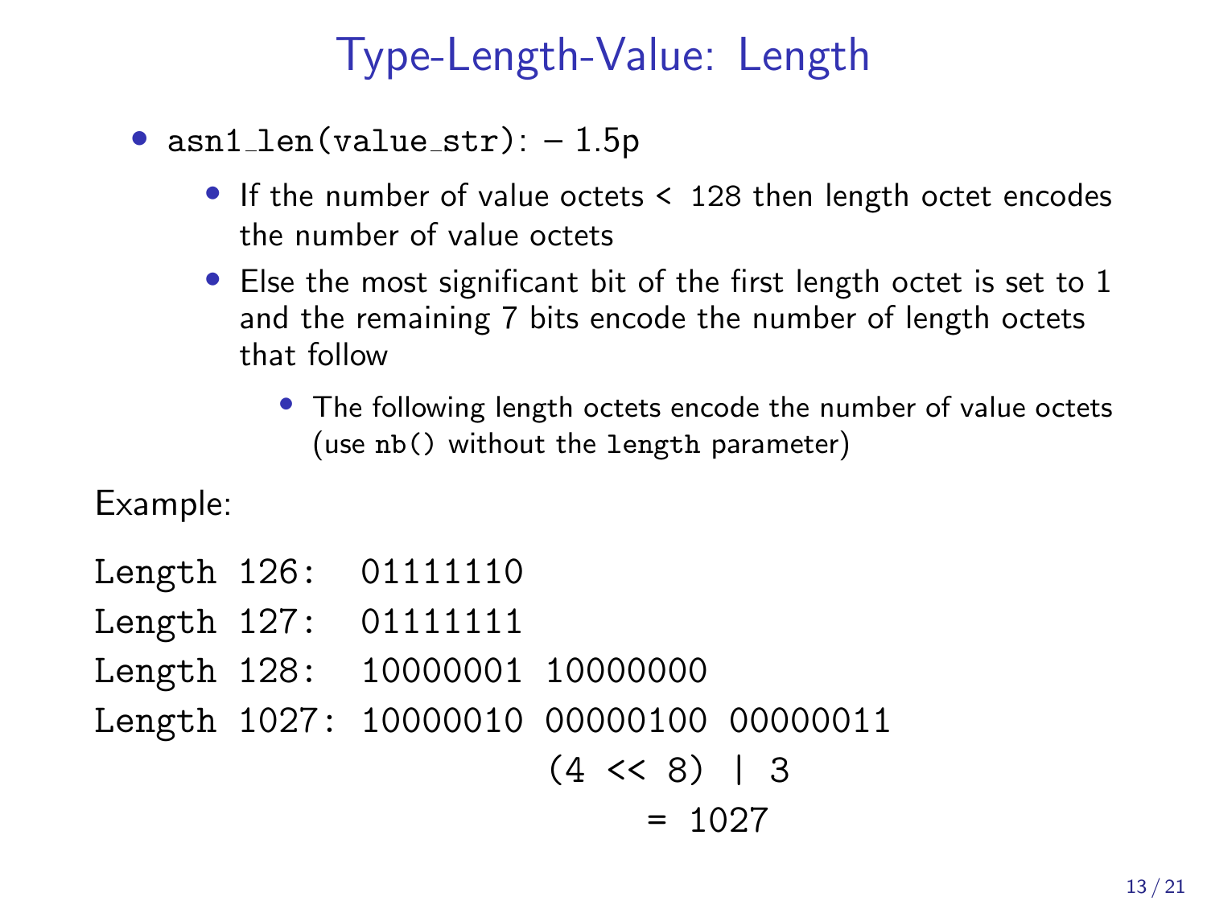# Type-Length-Value: Length

- `asn1_len(value_str)`: – 1.5p
  - If the number of value octets < 128 then length octet encodes the number of value octets
  - Else the most significant bit of the first length octet is set to 1 and the remaining 7 bits encode the number of length octets that follow
    - The following length octets encode the number of value octets (use `nb()` without the `length` parameter)

Example:

```
Length 126:  01111110
Length 127:  01111111
Length 128:  10000001 10000000
Length 1027: 10000010 00000100 00000011
                      (4 << 8) | 3
                           = 1027
```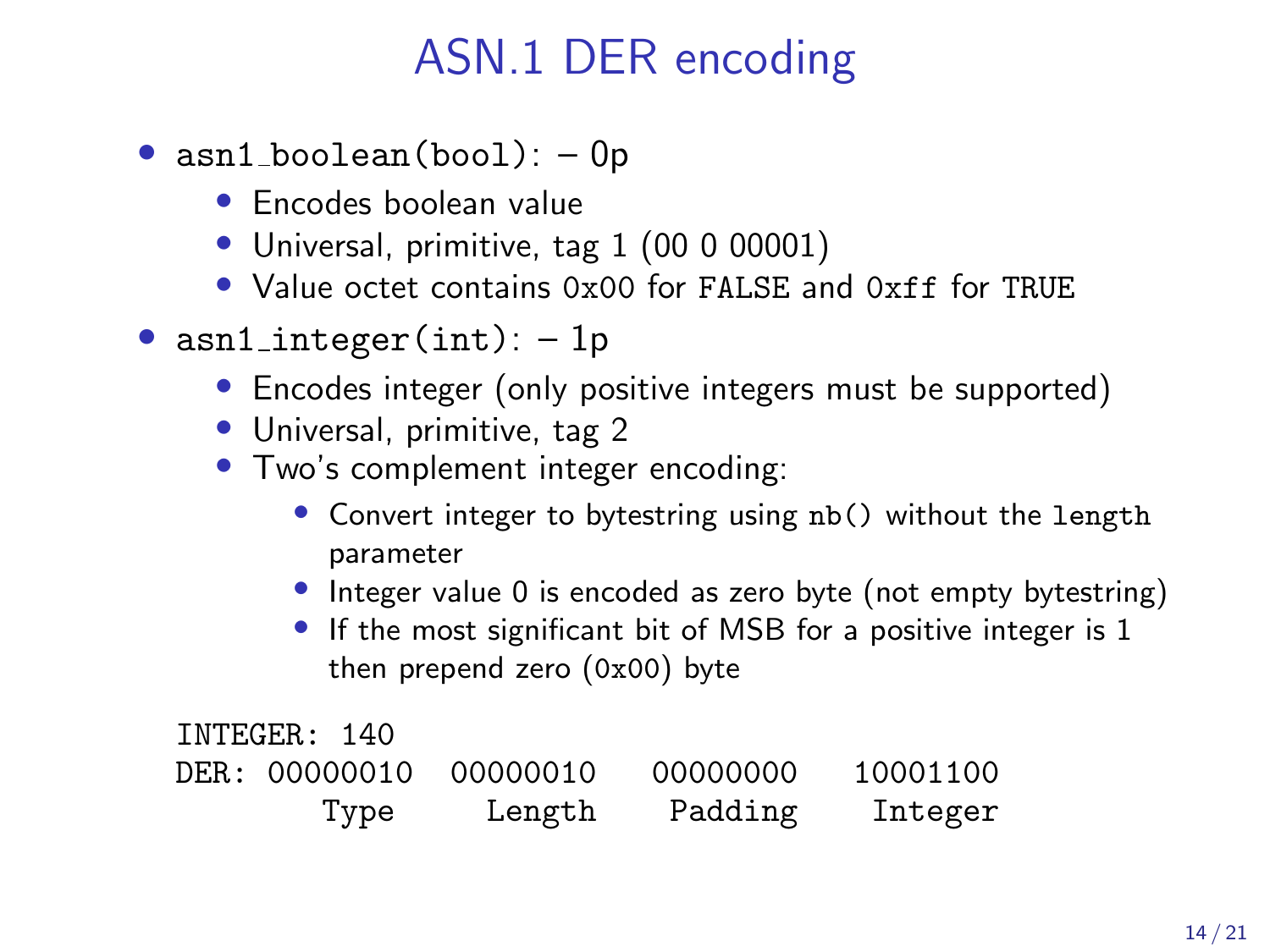# ASN.1 DER encoding

- `asn1_boolean(bool)`: – 0p
  - Encodes boolean value
  - Universal, primitive, tag 1 (00 0 00001)
  - Value octet contains `0x00` for `FALSE` and `0xff` for `TRUE`
- `asn1_integer(int)`: – 1p
  - Encodes integer (only positive integers must be supported)
  - Universal, primitive, tag 2
  - Two's complement integer encoding:
    - Convert integer to bytestring using `nb()` without the `length` parameter
    - Integer value 0 is encoded as zero byte (not empty bytestring)
    - If the most significant bit of MSB for a positive integer is 1 then prepend zero (`0x00`) byte

```
INTEGER: 140
DER: 00000010  00000010   00000000   10001100
         Type     Length    Padding    Integer
```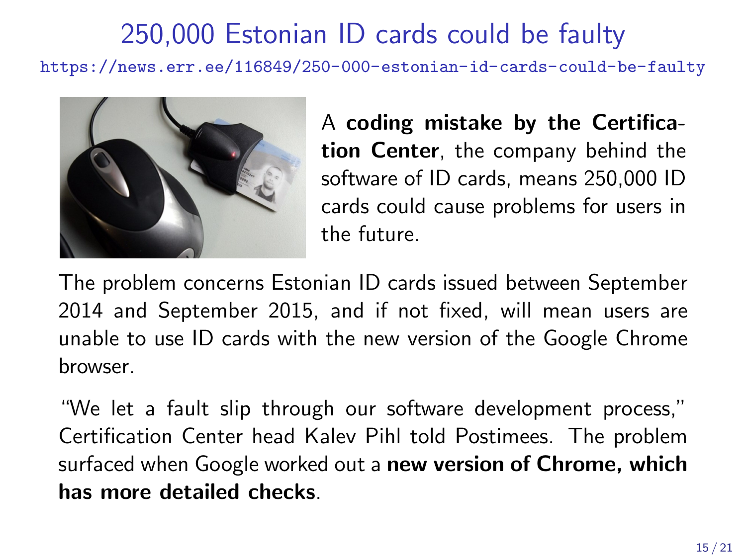# 250,000 Estonian ID cards could be faulty

https://news.err.ee/116849/250-000-estonian-id-cards-could-be-faulty

A **coding mistake by the Certification Center**, the company behind the software of ID cards, means 250,000 ID cards could cause problems for users in the future.

The problem concerns Estonian ID cards issued between September 2014 and September 2015, and if not fixed, will mean users are unable to use ID cards with the new version of the Google Chrome browser.

"We let a fault slip through our software development process," Certification Center head Kalev Pihl told Postimees. The problem surfaced when Google worked out a **new version of Chrome, which has more detailed checks**.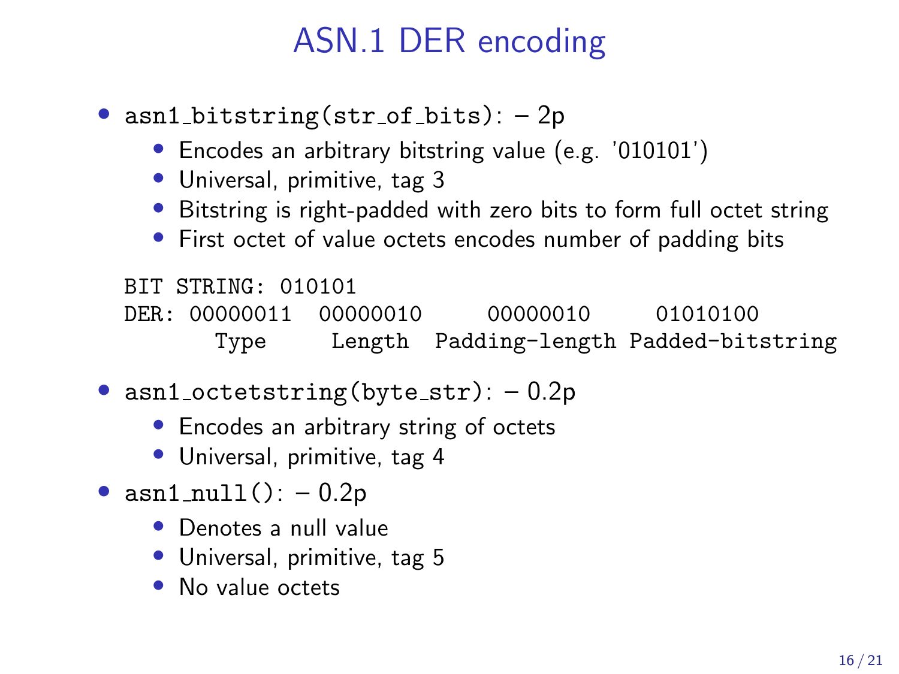# ASN.1 DER encoding

- `asn1_bitstring(str_of_bits)`: – 2p
  - Encodes an arbitrary bitstring value (e.g. '010101')
  - Universal, primitive, tag 3
  - Bitstring is right-padded with zero bits to form full octet string
  - First octet of value octets encodes number of padding bits

```
BIT STRING: 010101
DER: 00000011  00000010     00000010     01010100
       Type     Length  Padding-length Padded-bitstring
```

- `asn1_octetstring(byte_str)`: – 0.2p
  - Encodes an arbitrary string of octets
  - Universal, primitive, tag 4
- `asn1_null()`: – 0.2p
  - Denotes a null value
  - Universal, primitive, tag 5
  - No value octets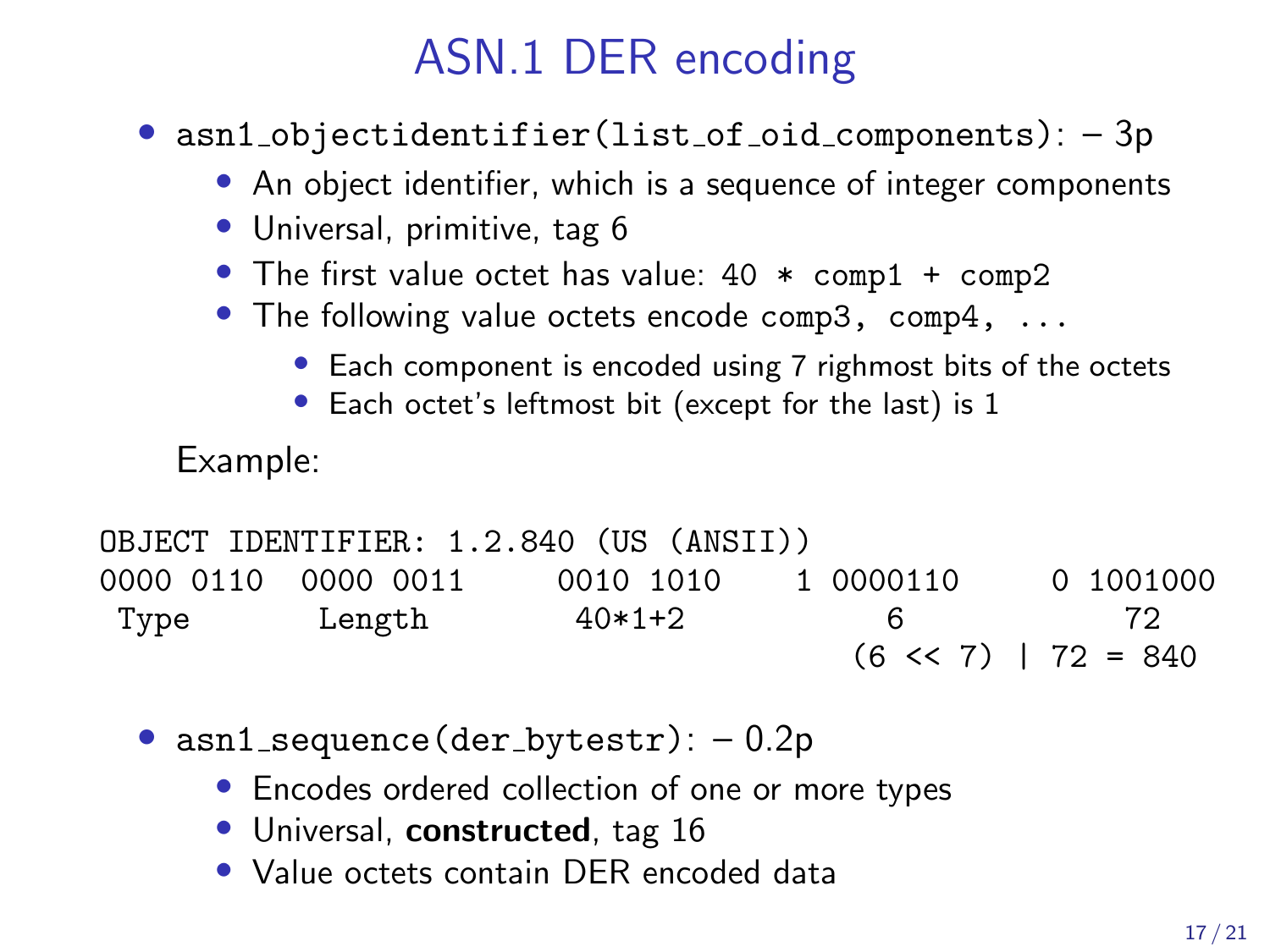# ASN.1 DER encoding

- `asn1_objectidentifier(list_of_oid_components)`: – 3p
  - An object identifier, which is a sequence of integer components
  - Universal, primitive, tag 6
  - The first value octet has value: `40 * comp1 + comp2`
  - The following value octets encode `comp3, comp4, ...`
    - Each component is encoded using 7 righmost bits of the octets
    - Each octet's leftmost bit (except for the last) is 1

  Example:

```
OBJECT IDENTIFIER: 1.2.840 (US (ANSII))
0000 0110  0000 0011     0010 1010    1 0000110     0 1001000
 Type       Length        40*1+2          6              72
                                        (6 << 7) | 72 = 840
```

- `asn1_sequence(der_bytestr)`: – 0.2p
  - Encodes ordered collection of one or more types
  - Universal, **constructed**, tag 16
  - Value octets contain DER encoded data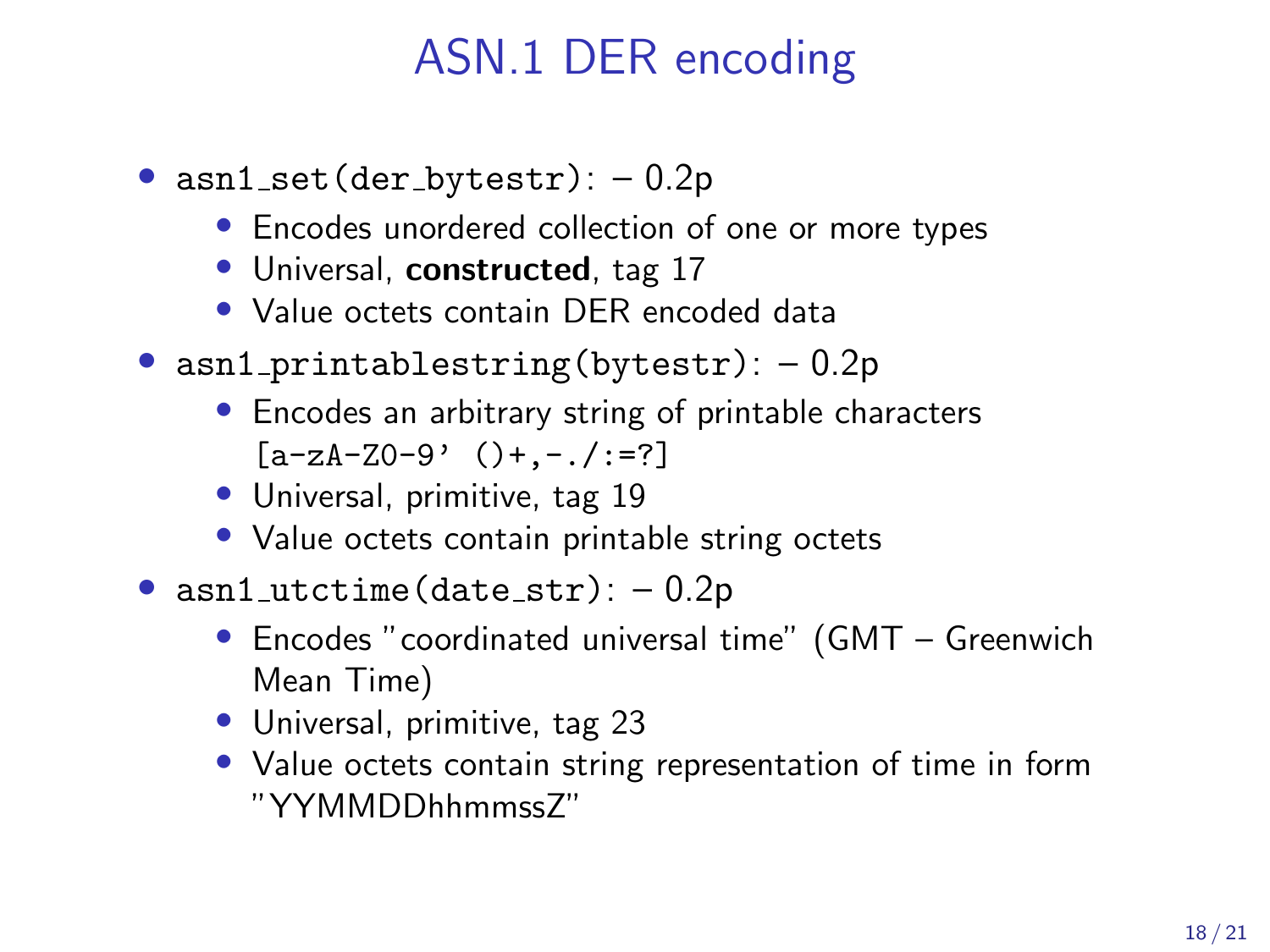# ASN.1 DER encoding

- `asn1_set(der_bytestr)`: – 0.2p
  - Encodes unordered collection of one or more types
  - Universal, **constructed**, tag 17
  - Value octets contain DER encoded data
- `asn1_printablestring(bytestr)`: – 0.2p
  - Encodes an arbitrary string of printable characters `[a-zA-Z0-9' ()+,-./:=?]`
  - Universal, primitive, tag 19
  - Value octets contain printable string octets
- `asn1_utctime(date_str)`: – 0.2p
  - Encodes "coordinated universal time" (GMT – Greenwich Mean Time)
  - Universal, primitive, tag 23
  - Value octets contain string representation of time in form "YYMMDDhhmmssZ"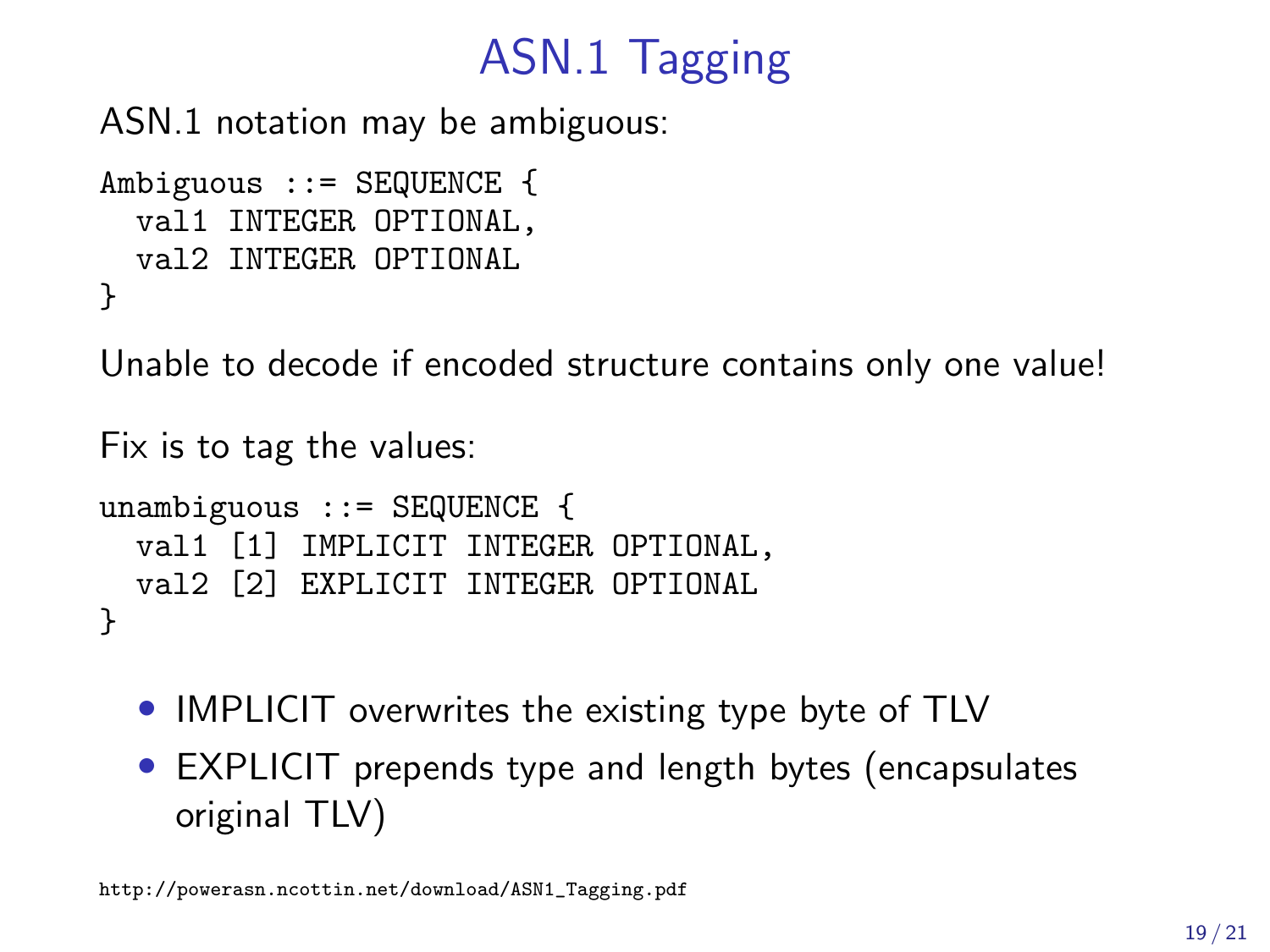# ASN.1 Tagging

ASN.1 notation may be ambiguous:

```
Ambiguous ::= SEQUENCE {
  val1 INTEGER OPTIONAL,
  val2 INTEGER OPTIONAL
}
```

Unable to decode if encoded structure contains only one value!

Fix is to tag the values:

```
unambiguous ::= SEQUENCE {
  val1 [1] IMPLICIT INTEGER OPTIONAL,
  val2 [2] EXPLICIT INTEGER OPTIONAL
}
```

- IMPLICIT overwrites the existing type byte of TLV
- EXPLICIT prepends type and length bytes (encapsulates original TLV)

http://powerasn.ncottin.net/download/ASN1_Tagging.pdf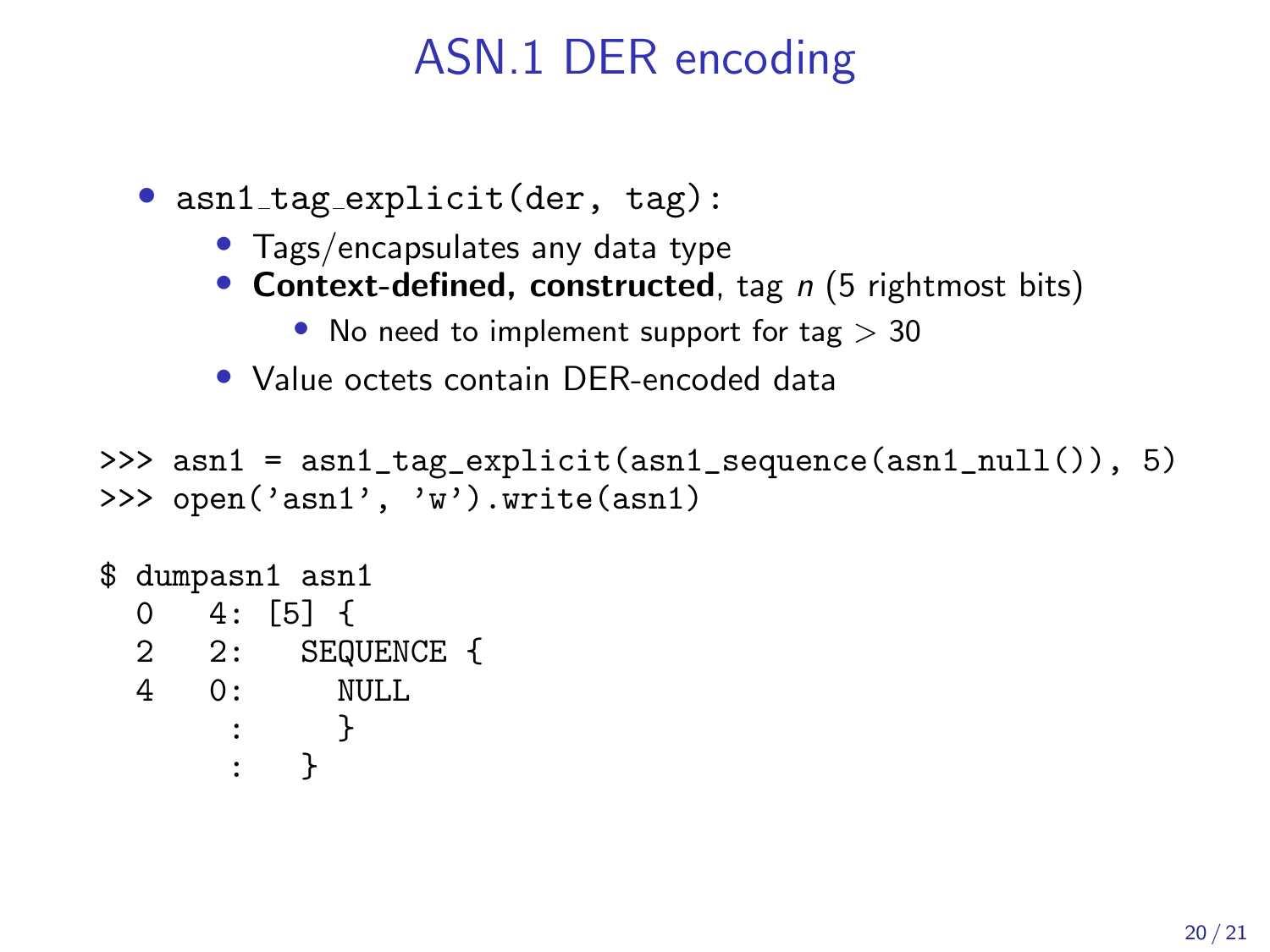# ASN.1 DER encoding

- `asn1_tag_explicit(der, tag)`:
  - Tags/encapsulates any data type
  - **Context-defined, constructed**, tag *n* (5 rightmost bits)
    - No need to implement support for tag > 30
  - Value octets contain DER-encoded data

```
>>> asn1 = asn1_tag_explicit(asn1_sequence(asn1_null()), 5)
>>> open('asn1', 'w').write(asn1)
```

```
$ dumpasn1 asn1
  0   4: [5] {
  2   2:   SEQUENCE {
  4   0:     NULL
       :     }
       :   }
```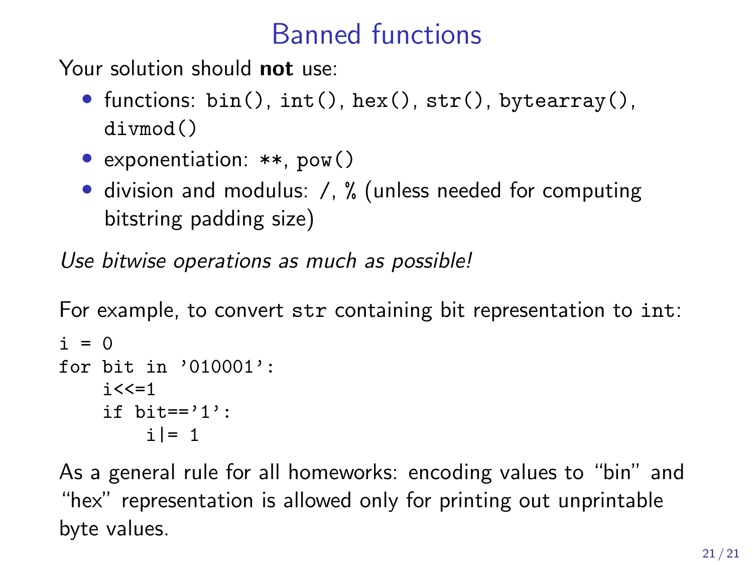# Banned functions

Your solution should **not** use:

- functions: `bin()`, `int()`, `hex()`, `str()`, `bytearray()`, `divmod()`
- exponentiation: `**`, `pow()`
- division and modulus: `/`, `%` (unless needed for computing bitstring padding size)

*Use bitwise operations as much as possible!*

For example, to convert `str` containing bit representation to `int`:

```
i = 0
for bit in '010001':
    i<<=1
    if bit=='1':
        i|= 1
```

As a general rule for all homeworks: encoding values to "bin" and "hex" representation is allowed only for printing out unprintable byte values.